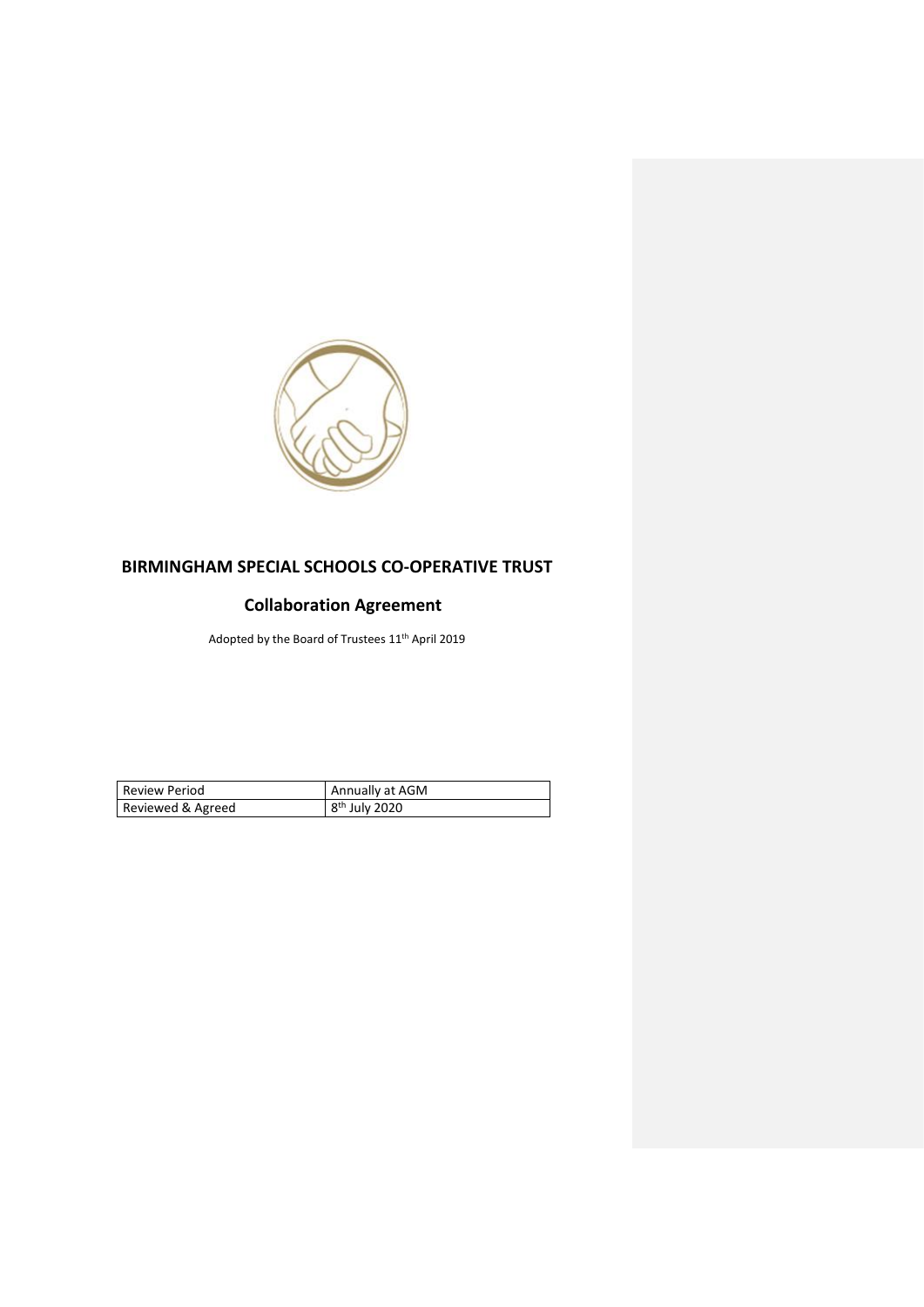# BIRMINGHAM SPECIAL SCHOOLS CO-OPERATIVE TRUST

## Collaboration Agreement

Adopted by the Board of Trustees 11th April 2019

| Review Period | Annually at AGM |
|---|---|
| Reviewed & Agreed | 8th July 2020 |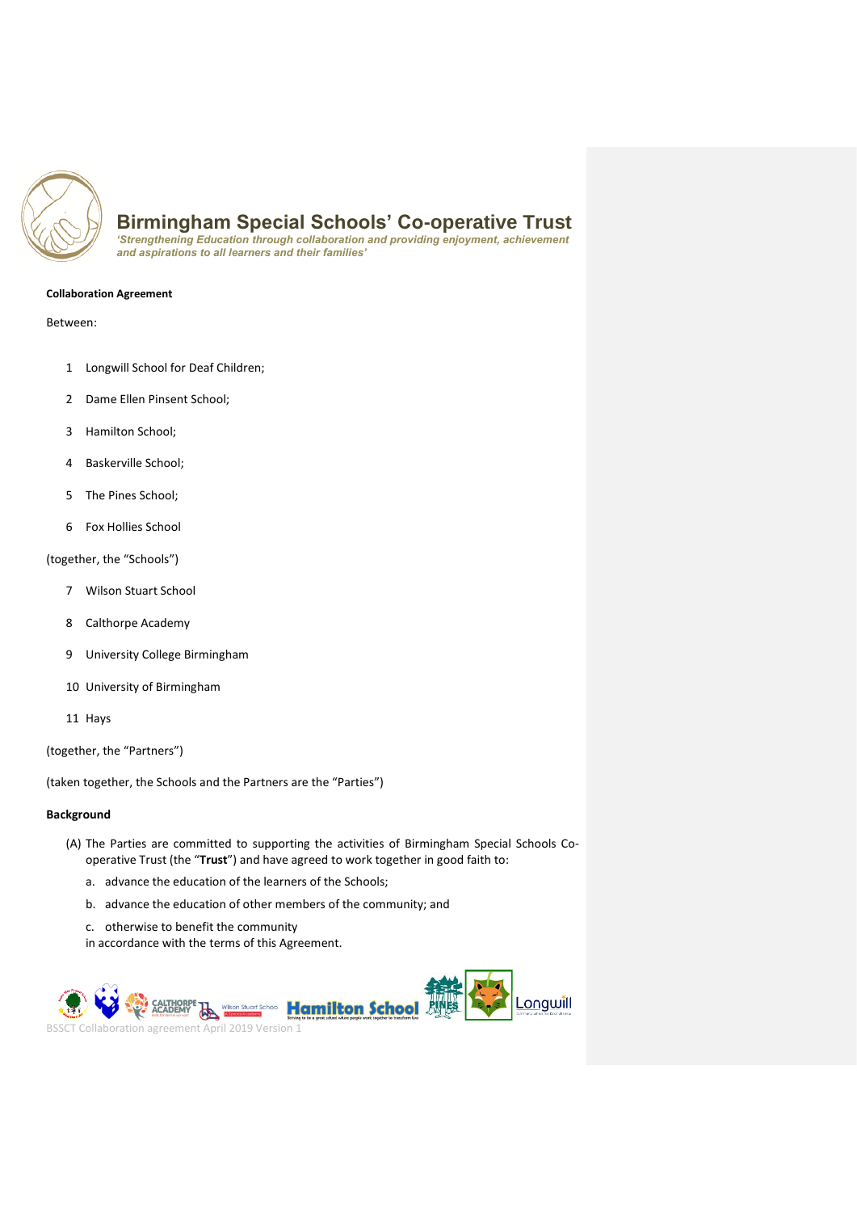# Birmingham Special Schools' Co-operative Trust

*'Strengthening Education through collaboration and providing enjoyment, achievement and aspirations to all learners and their families'*

**Collaboration Agreement**

Between:

1. Longwill School for Deaf Children;
2. Dame Ellen Pinsent School;
3. Hamilton School;
4. Baskerville School;
5. The Pines School;
6. Fox Hollies School

(together, the "Schools")

7. Wilson Stuart School
8. Calthorpe Academy
9. University College Birmingham
10. University of Birmingham
11. Hays

(together, the "Partners")

(taken together, the Schools and the Partners are the "Parties")

**Background**

(A) The Parties are committed to supporting the activities of Birmingham Special Schools Co-operative Trust (the "**Trust**") and have agreed to work together in good faith to:

a. advance the education of the learners of the Schools;

b. advance the education of other members of the community; and

c. otherwise to benefit the community

in accordance with the terms of this Agreement.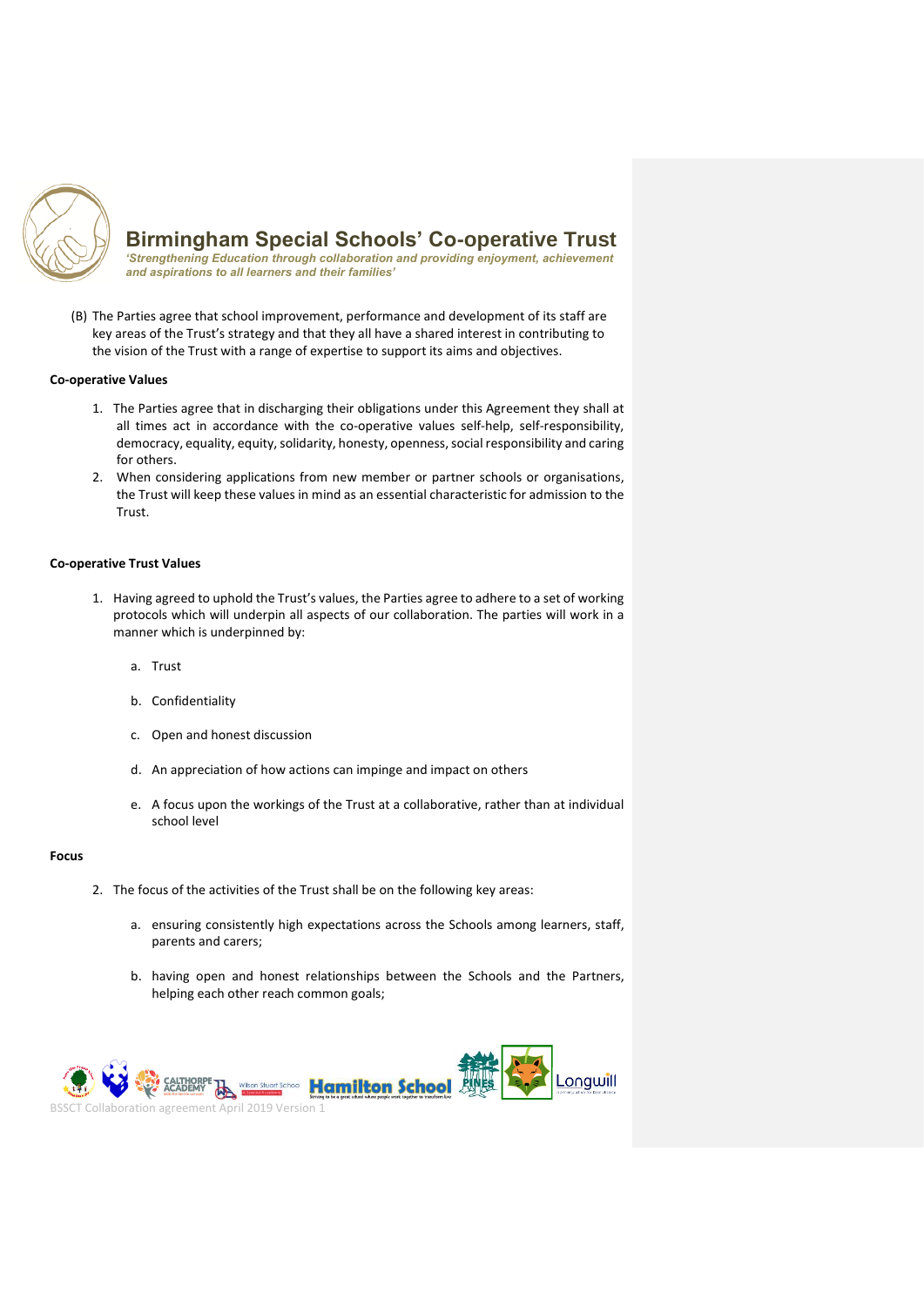(B) The Parties agree that school improvement, performance and development of its staff are key areas of the Trust's strategy and that they all have a shared interest in contributing to the vision of the Trust with a range of expertise to support its aims and objectives.

**Co-operative Values**

1. The Parties agree that in discharging their obligations under this Agreement they shall at all times act in accordance with the co-operative values self-help, self-responsibility, democracy, equality, equity, solidarity, honesty, openness, social responsibility and caring for others.
2. When considering applications from new member or partner schools or organisations, the Trust will keep these values in mind as an essential characteristic for admission to the Trust.

**Co-operative Trust Values**

1. Having agreed to uphold the Trust's values, the Parties agree to adhere to a set of working protocols which will underpin all aspects of our collaboration. The parties will work in a manner which is underpinned by:

    a. Trust

    b. Confidentiality

    c. Open and honest discussion

    d. An appreciation of how actions can impinge and impact on others

    e. A focus upon the workings of the Trust at a collaborative, rather than at individual school level

**Focus**

2. The focus of the activities of the Trust shall be on the following key areas:

    a. ensuring consistently high expectations across the Schools among learners, staff, parents and carers;

    b. having open and honest relationships between the Schools and the Partners, helping each other reach common goals;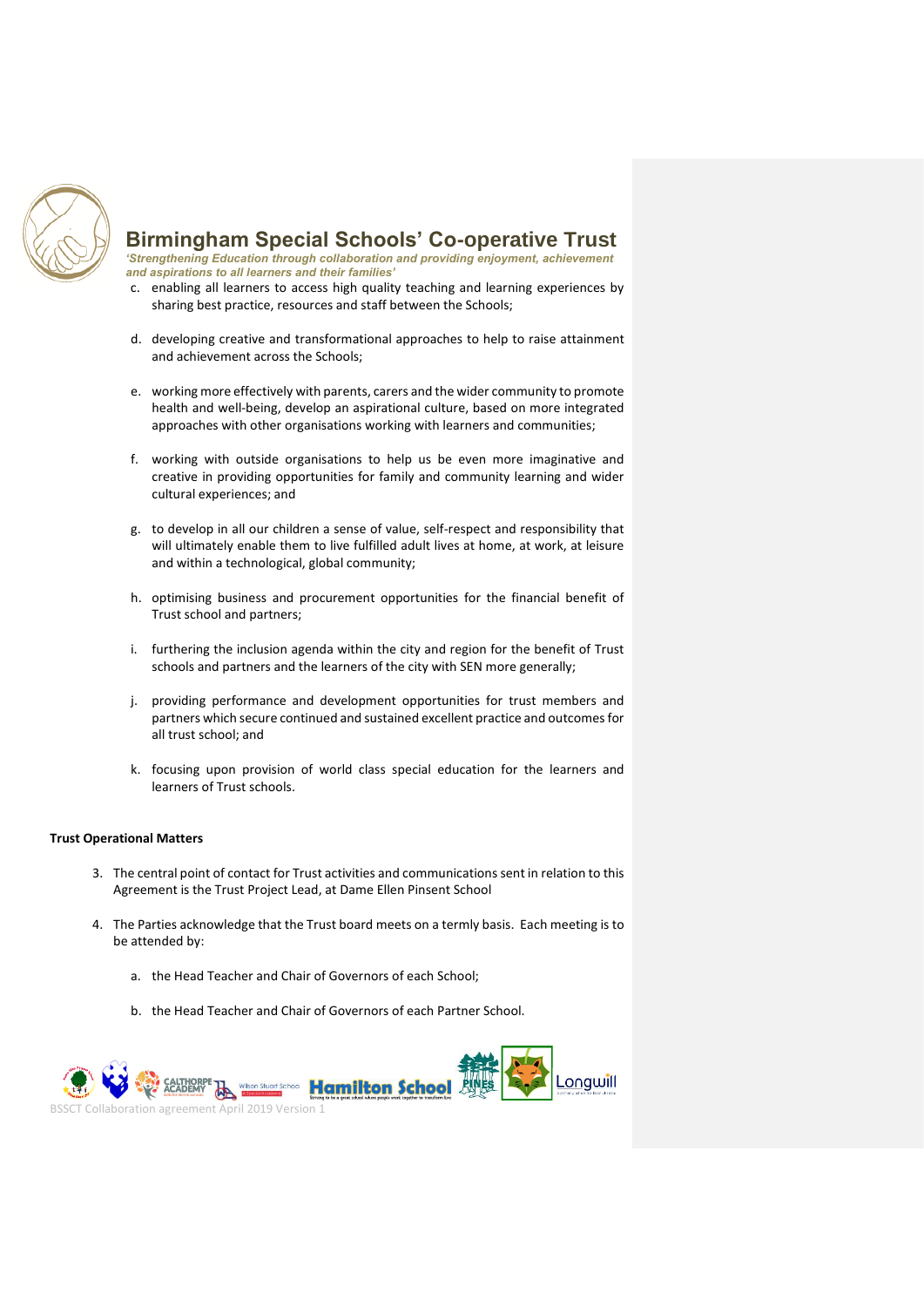c. enabling all learners to access high quality teaching and learning experiences by sharing best practice, resources and staff between the Schools;

d. developing creative and transformational approaches to help to raise attainment and achievement across the Schools;

e. working more effectively with parents, carers and the wider community to promote health and well-being, develop an aspirational culture, based on more integrated approaches with other organisations working with learners and communities;

f. working with outside organisations to help us be even more imaginative and creative in providing opportunities for family and community learning and wider cultural experiences; and

g. to develop in all our children a sense of value, self-respect and responsibility that will ultimately enable them to live fulfilled adult lives at home, at work, at leisure and within a technological, global community;

h. optimising business and procurement opportunities for the financial benefit of Trust school and partners;

i. furthering the inclusion agenda within the city and region for the benefit of Trust schools and partners and the learners of the city with SEN more generally;

j. providing performance and development opportunities for trust members and partners which secure continued and sustained excellent practice and outcomes for all trust school; and

k. focusing upon provision of world class special education for the learners and learners of Trust schools.

**Trust Operational Matters**

3. The central point of contact for Trust activities and communications sent in relation to this Agreement is the Trust Project Lead, at Dame Ellen Pinsent School

4. The Parties acknowledge that the Trust board meets on a termly basis. Each meeting is to be attended by:

   a. the Head Teacher and Chair of Governors of each School;

   b. the Head Teacher and Chair of Governors of each Partner School.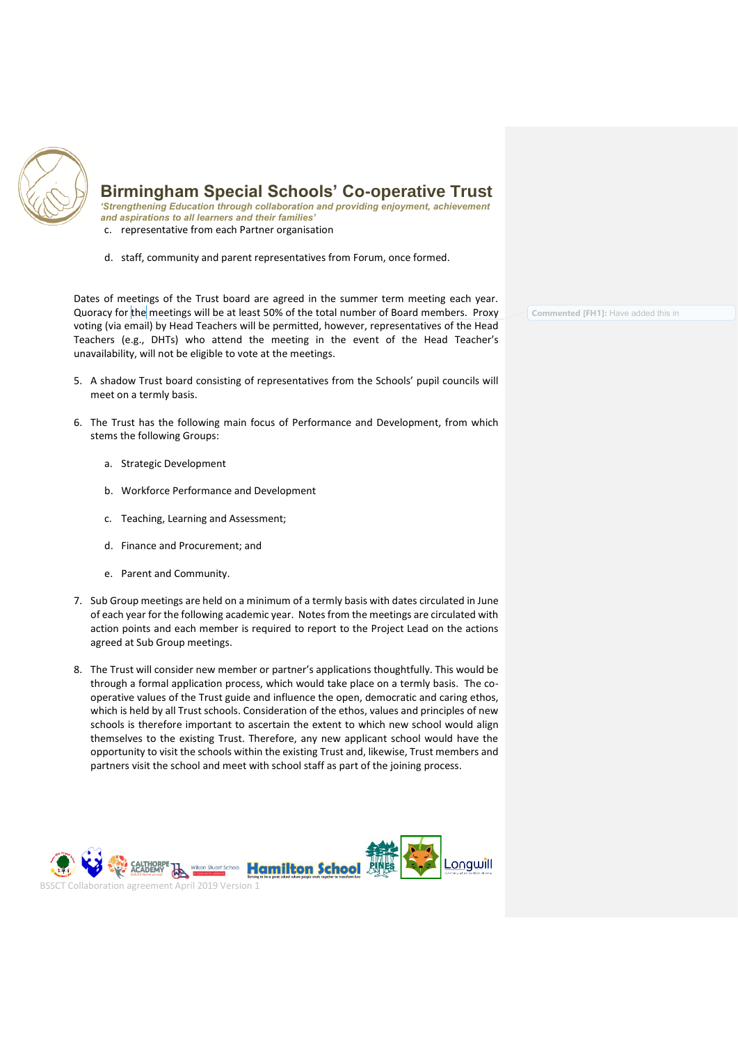c. representative from each Partner organisation

d. staff, community and parent representatives from Forum, once formed.

Dates of meetings of the Trust board are agreed in the summer term meeting each year. Quoracy for the meetings will be at least 50% of the total number of Board members. Proxy voting (via email) by Head Teachers will be permitted, however, representatives of the Head Teachers (e.g., DHTs) who attend the meeting in the event of the Head Teacher's unavailability, will not be eligible to vote at the meetings.

5. A shadow Trust board consisting of representatives from the Schools' pupil councils will meet on a termly basis.

6. The Trust has the following main focus of Performance and Development, from which stems the following Groups:

   a. Strategic Development

   b. Workforce Performance and Development

   c. Teaching, Learning and Assessment;

   d. Finance and Procurement; and

   e. Parent and Community.

7. Sub Group meetings are held on a minimum of a termly basis with dates circulated in June of each year for the following academic year. Notes from the meetings are circulated with action points and each member is required to report to the Project Lead on the actions agreed at Sub Group meetings.

8. The Trust will consider new member or partner's applications thoughtfully. This would be through a formal application process, which would take place on a termly basis. The co-operative values of the Trust guide and influence the open, democratic and caring ethos, which is held by all Trust schools. Consideration of the ethos, values and principles of new schools is therefore important to ascertain the extent to which new school would align themselves to the existing Trust. Therefore, any new applicant school would have the opportunity to visit the schools within the existing Trust and, likewise, Trust members and partners visit the school and meet with school staff as part of the joining process.

**Commented [FH1]:** Have added this in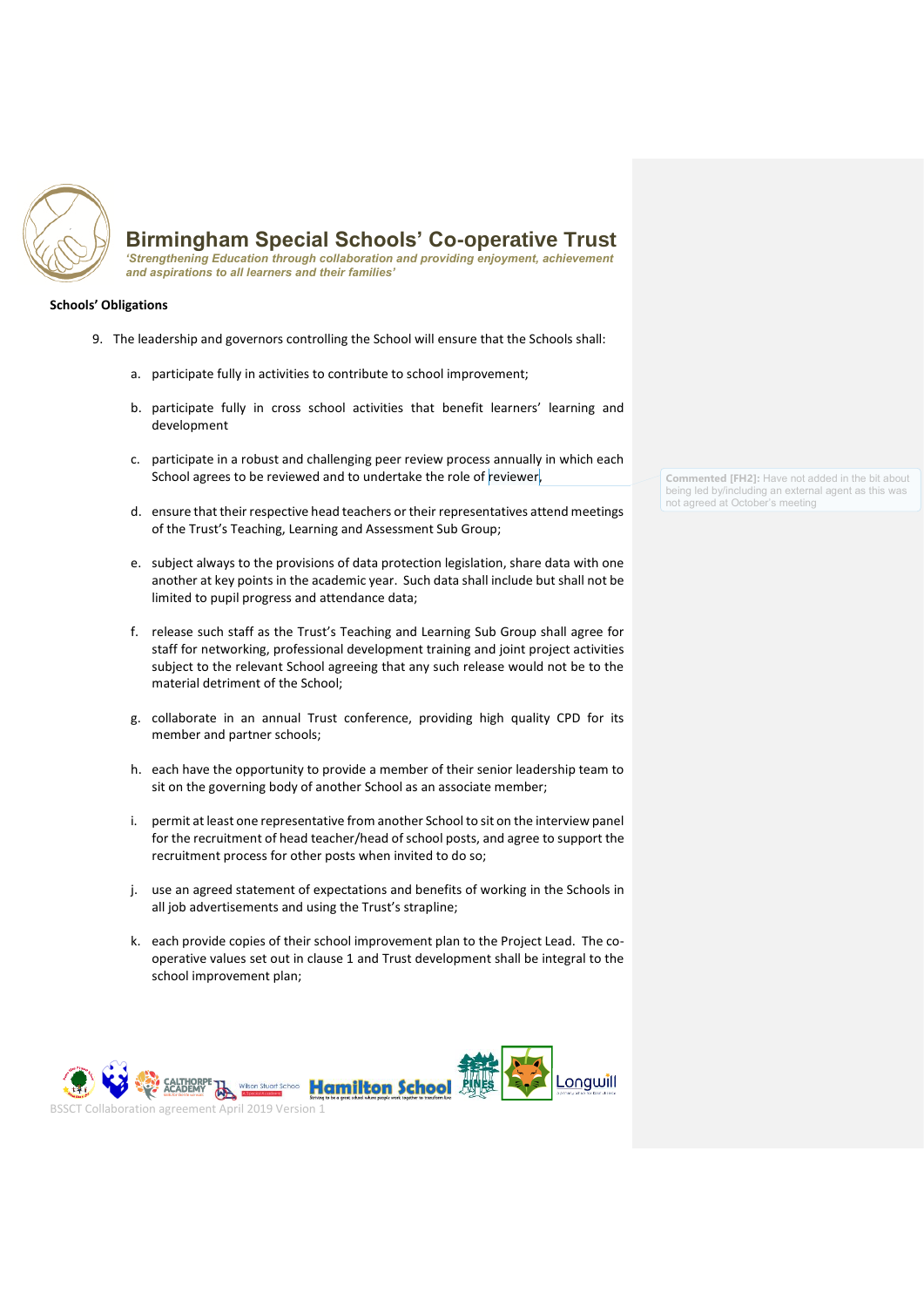**Schools' Obligations**

9. The leadership and governors controlling the School will ensure that the Schools shall:

    a. participate fully in activities to contribute to school improvement;

    b. participate fully in cross school activities that benefit learners' learning and development

    c. participate in a robust and challenging peer review process annually in which each School agrees to be reviewed and to undertake the role of reviewer;

    d. ensure that their respective head teachers or their representatives attend meetings of the Trust's Teaching, Learning and Assessment Sub Group;

    e. subject always to the provisions of data protection legislation, share data with one another at key points in the academic year. Such data shall include but shall not be limited to pupil progress and attendance data;

    f. release such staff as the Trust's Teaching and Learning Sub Group shall agree for staff for networking, professional development training and joint project activities subject to the relevant School agreeing that any such release would not be to the material detriment of the School;

    g. collaborate in an annual Trust conference, providing high quality CPD for its member and partner schools;

    h. each have the opportunity to provide a member of their senior leadership team to sit on the governing body of another School as an associate member;

    i. permit at least one representative from another School to sit on the interview panel for the recruitment of head teacher/head of school posts, and agree to support the recruitment process for other posts when invited to do so;

    j. use an agreed statement of expectations and benefits of working in the Schools in all job advertisements and using the Trust's strapline;

    k. each provide copies of their school improvement plan to the Project Lead. The co-operative values set out in clause 1 and Trust development shall be integral to the school improvement plan;

**Commented [FH2]:** Have not added in the bit about being led by/including an external agent as this was not agreed at October's meeting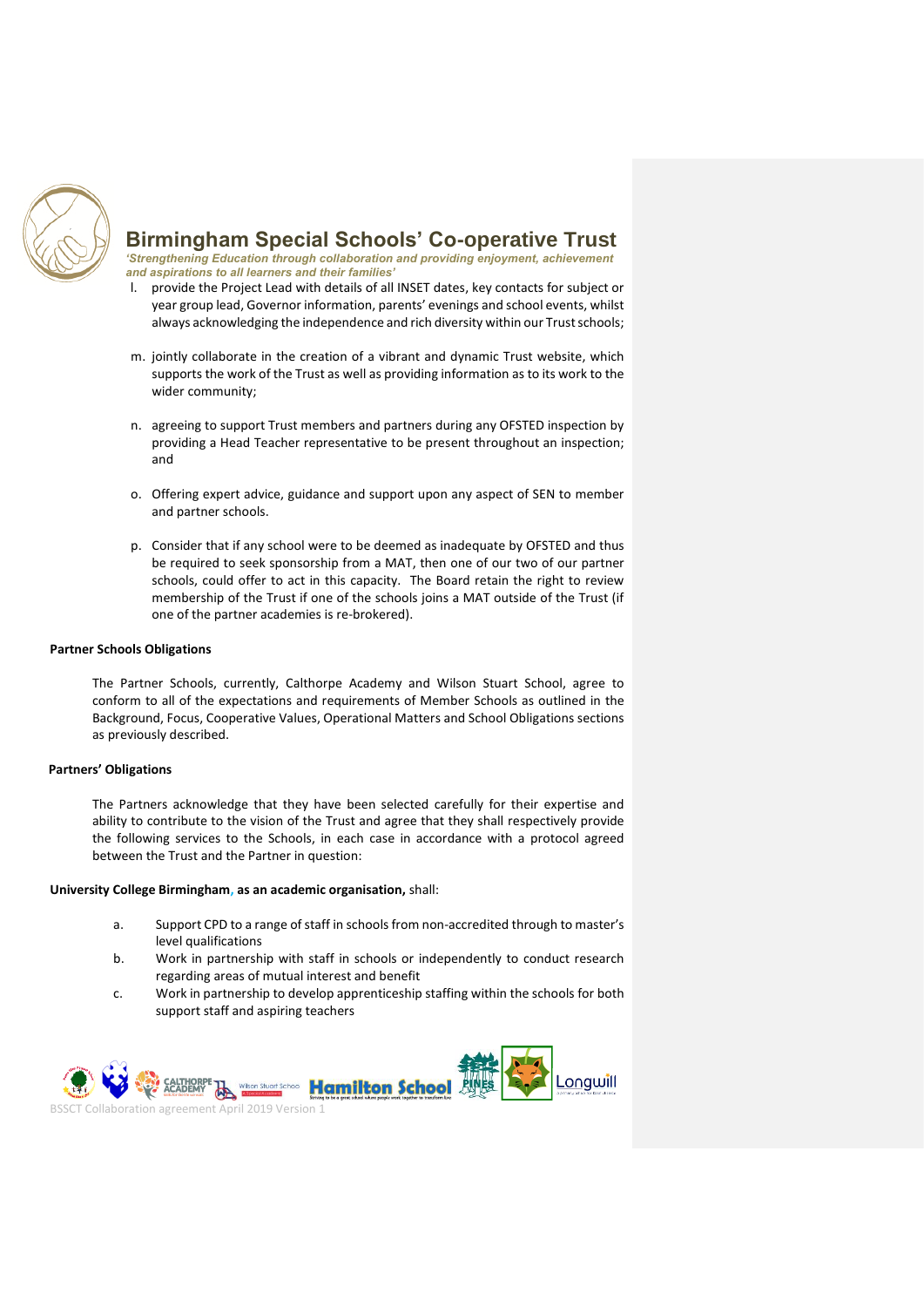l. provide the Project Lead with details of all INSET dates, key contacts for subject or year group lead, Governor information, parents' evenings and school events, whilst always acknowledging the independence and rich diversity within our Trust schools;

m. jointly collaborate in the creation of a vibrant and dynamic Trust website, which supports the work of the Trust as well as providing information as to its work to the wider community;

n. agreeing to support Trust members and partners during any OFSTED inspection by providing a Head Teacher representative to be present throughout an inspection; and

o. Offering expert advice, guidance and support upon any aspect of SEN to member and partner schools.

p. Consider that if any school were to be deemed as inadequate by OFSTED and thus be required to seek sponsorship from a MAT, then one of our two of our partner schools, could offer to act in this capacity. The Board retain the right to review membership of the Trust if one of the schools joins a MAT outside of the Trust (if one of the partner academies is re-brokered).

**Partner Schools Obligations**

The Partner Schools, currently, Calthorpe Academy and Wilson Stuart School, agree to conform to all of the expectations and requirements of Member Schools as outlined in the Background, Focus, Cooperative Values, Operational Matters and School Obligations sections as previously described.

**Partners' Obligations**

The Partners acknowledge that they have been selected carefully for their expertise and ability to contribute to the vision of the Trust and agree that they shall respectively provide the following services to the Schools, in each case in accordance with a protocol agreed between the Trust and the Partner in question:

**University College Birmingham, as an academic organisation,** shall:

a. Support CPD to a range of staff in schools from non-accredited through to master's level qualifications
b. Work in partnership with staff in schools or independently to conduct research regarding areas of mutual interest and benefit
c. Work in partnership to develop apprenticeship staffing within the schools for both support staff and aspiring teachers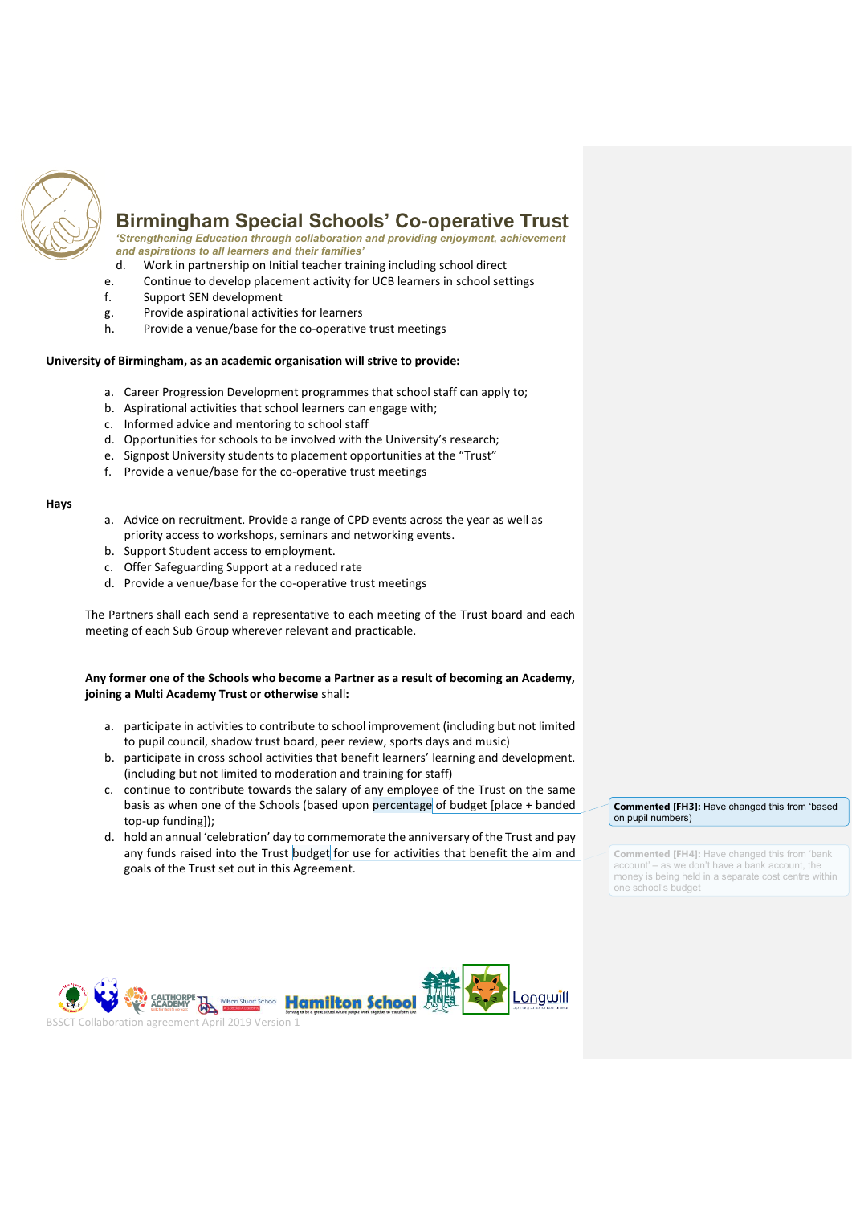d. Work in partnership on Initial teacher training including school direct
e. Continue to develop placement activity for UCB learners in school settings
f. Support SEN development
g. Provide aspirational activities for learners
h. Provide a venue/base for the co-operative trust meetings

**University of Birmingham, as an academic organisation will strive to provide:**

a. Career Progression Development programmes that school staff can apply to;
b. Aspirational activities that school learners can engage with;
c. Informed advice and mentoring to school staff
d. Opportunities for schools to be involved with the University's research;
e. Signpost University students to placement opportunities at the "Trust"
f. Provide a venue/base for the co-operative trust meetings

**Hays**

a. Advice on recruitment. Provide a range of CPD events across the year as well as priority access to workshops, seminars and networking events.
b. Support Student access to employment.
c. Offer Safeguarding Support at a reduced rate
d. Provide a venue/base for the co-operative trust meetings

The Partners shall each send a representative to each meeting of the Trust board and each meeting of each Sub Group wherever relevant and practicable.

**Any former one of the Schools who become a Partner as a result of becoming an Academy, joining a Multi Academy Trust or otherwise** shall**:**

a. participate in activities to contribute to school improvement (including but not limited to pupil council, shadow trust board, peer review, sports days and music)
b. participate in cross school activities that benefit learners' learning and development. (including but not limited to moderation and training for staff)
c. continue to contribute towards the salary of any employee of the Trust on the same basis as when one of the Schools (based upon percentage of budget [place + banded top-up funding]);
d. hold an annual 'celebration' day to commemorate the anniversary of the Trust and pay any funds raised into the Trust budget for use for activities that benefit the aim and goals of the Trust set out in this Agreement.

**Commented [FH3]:** Have changed this from 'based on pupil numbers)

**Commented [FH4]:** Have changed this from 'bank account' – as we don't have a bank account, the money is being held in a separate cost centre within one school's budget

BSSCT Collaboration agreement April 2019 Version 1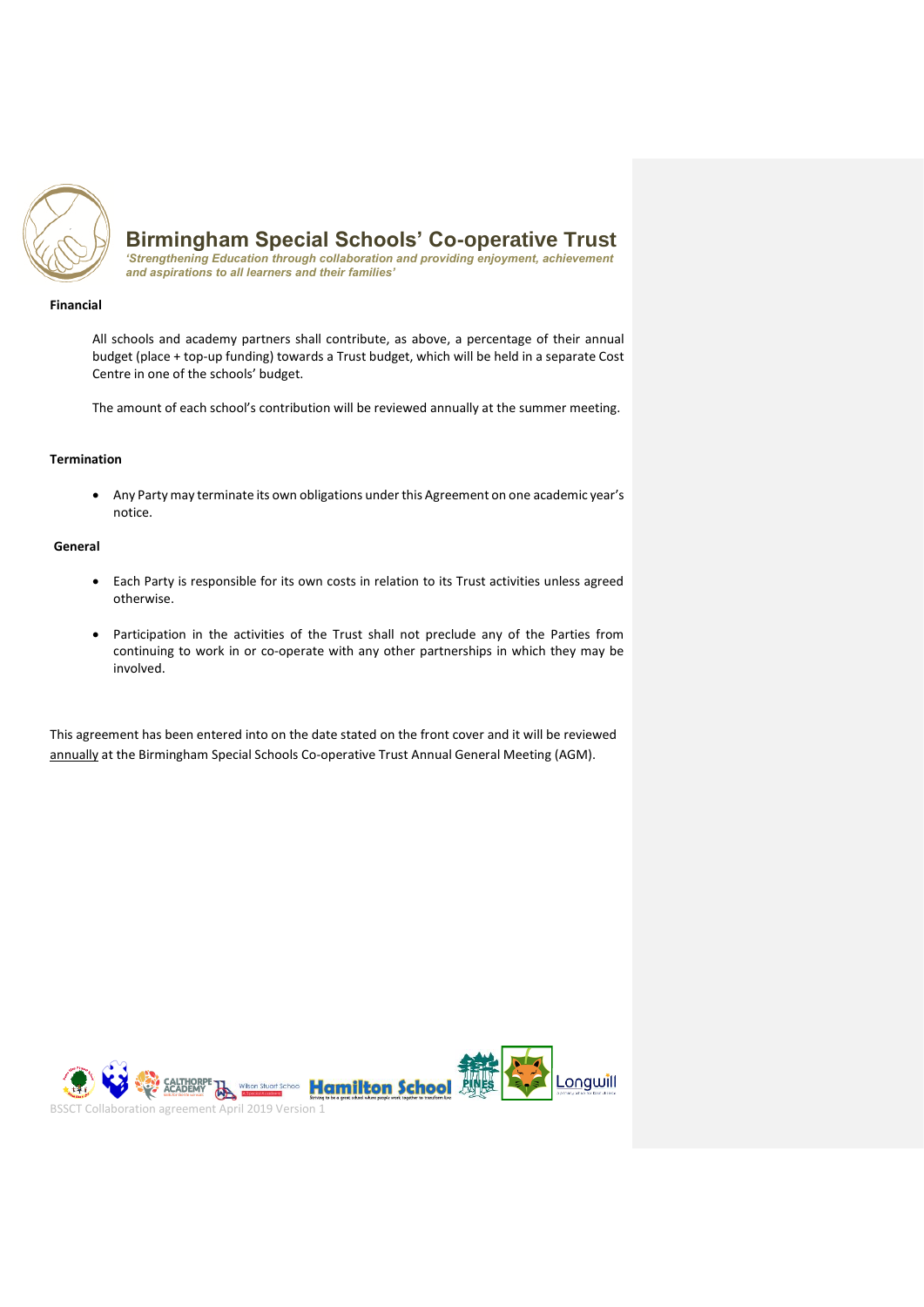### Financial

All schools and academy partners shall contribute, as above, a percentage of their annual budget (place + top-up funding) towards a Trust budget, which will be held in a separate Cost Centre in one of the schools' budget.

The amount of each school's contribution will be reviewed annually at the summer meeting.

### Termination

- Any Party may terminate its own obligations under this Agreement on one academic year's notice.

### General

- Each Party is responsible for its own costs in relation to its Trust activities unless agreed otherwise.
- Participation in the activities of the Trust shall not preclude any of the Parties from continuing to work in or co-operate with any other partnerships in which they may be involved.

This agreement has been entered into on the date stated on the front cover and it will be reviewed annually at the Birmingham Special Schools Co-operative Trust Annual General Meeting (AGM).